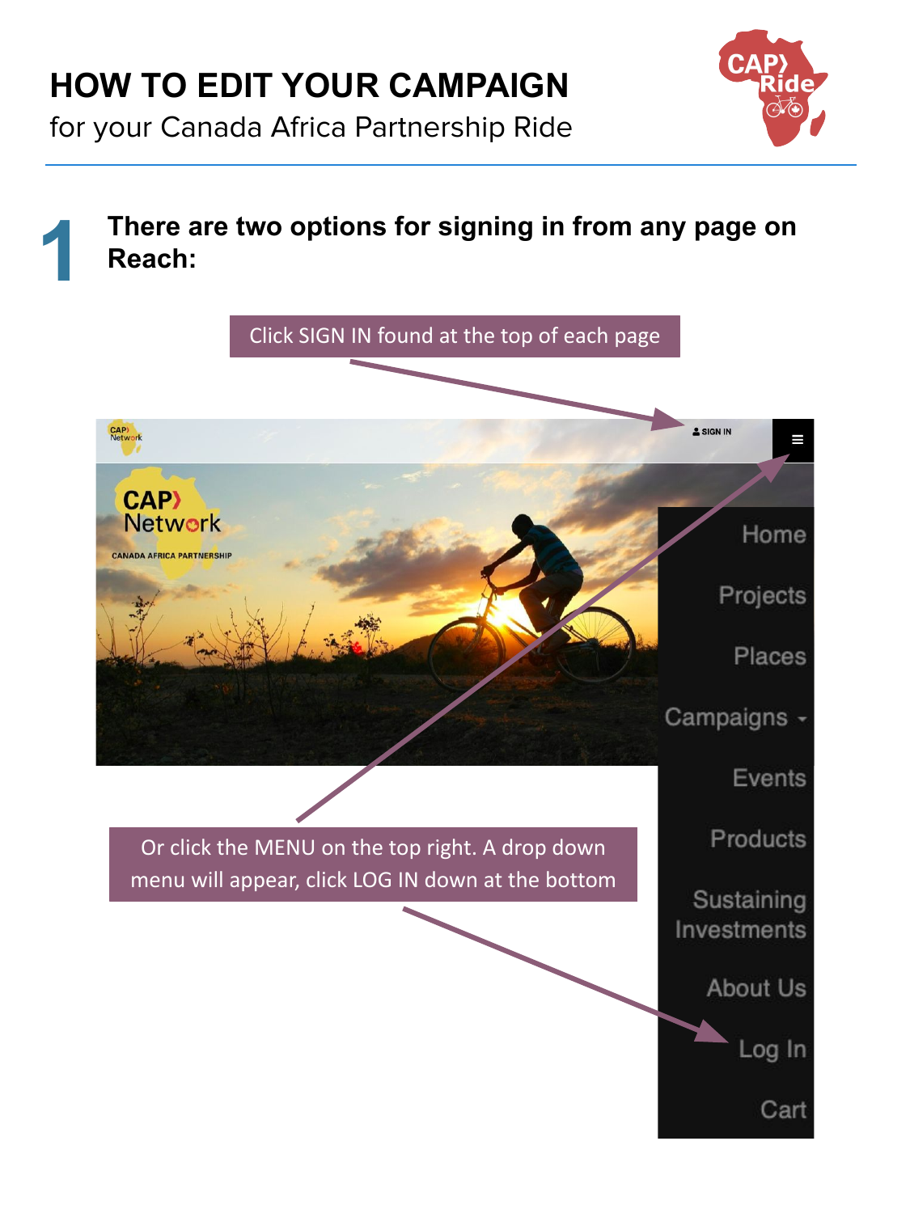# HOW TO EDIT YOUR CAMPAIGN

for your Canada Africa Partnership Ride

## 1

**There are two options for signing in from any page on Reach:**

Click SIGN IN found at the top of each page

Or click the MENU on the top right. A drop down menu will appear, click LOG IN down at the bottom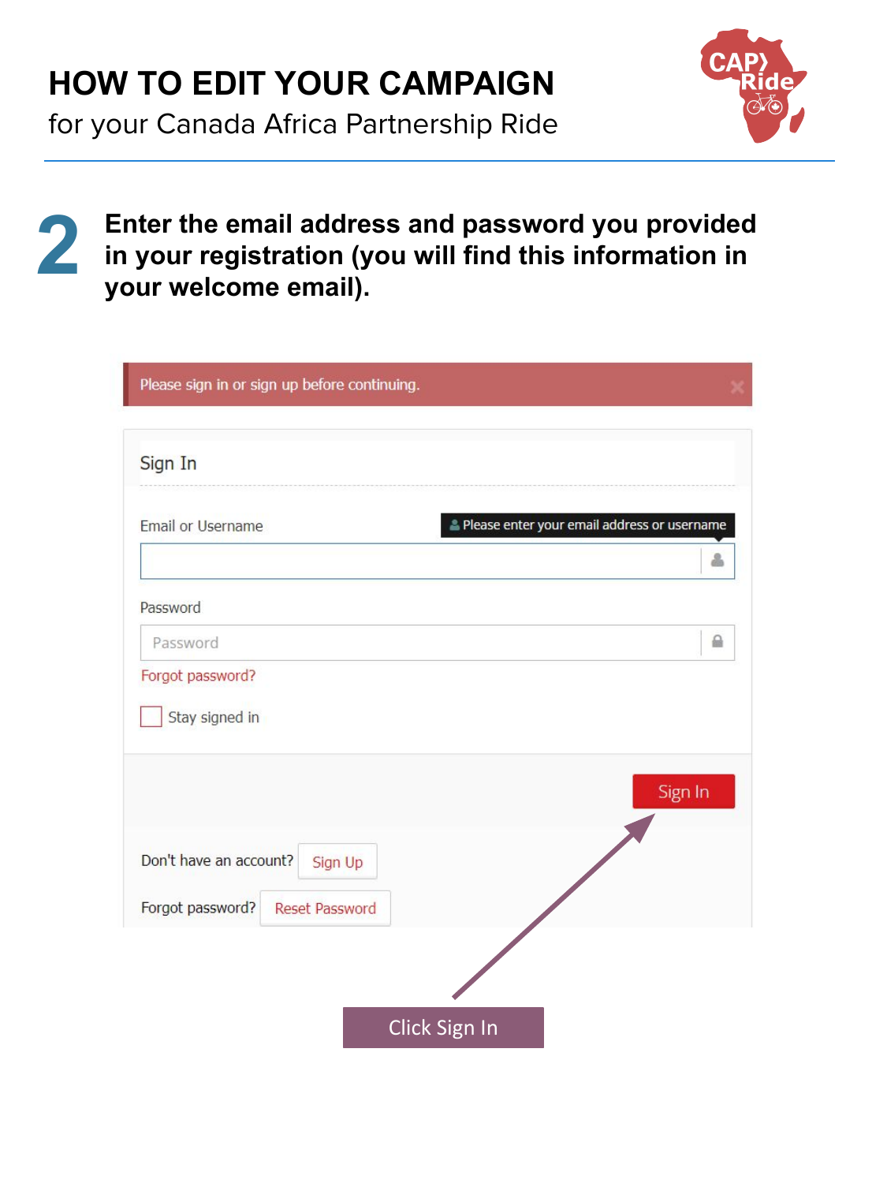# HOW TO EDIT YOUR CAMPAIGN

for your Canada Africa Partnership Ride

## 2

**Enter the email address and password you provided in your registration (you will find this information in your welcome email).**

Please sign in or sign up before continuing.

Sign In

Email or Username

Please enter your email address or username

Password

Password

Forgot password?

Stay signed in

Sign In

Don't have an account? Sign Up

Forgot password? Reset Password

Click Sign In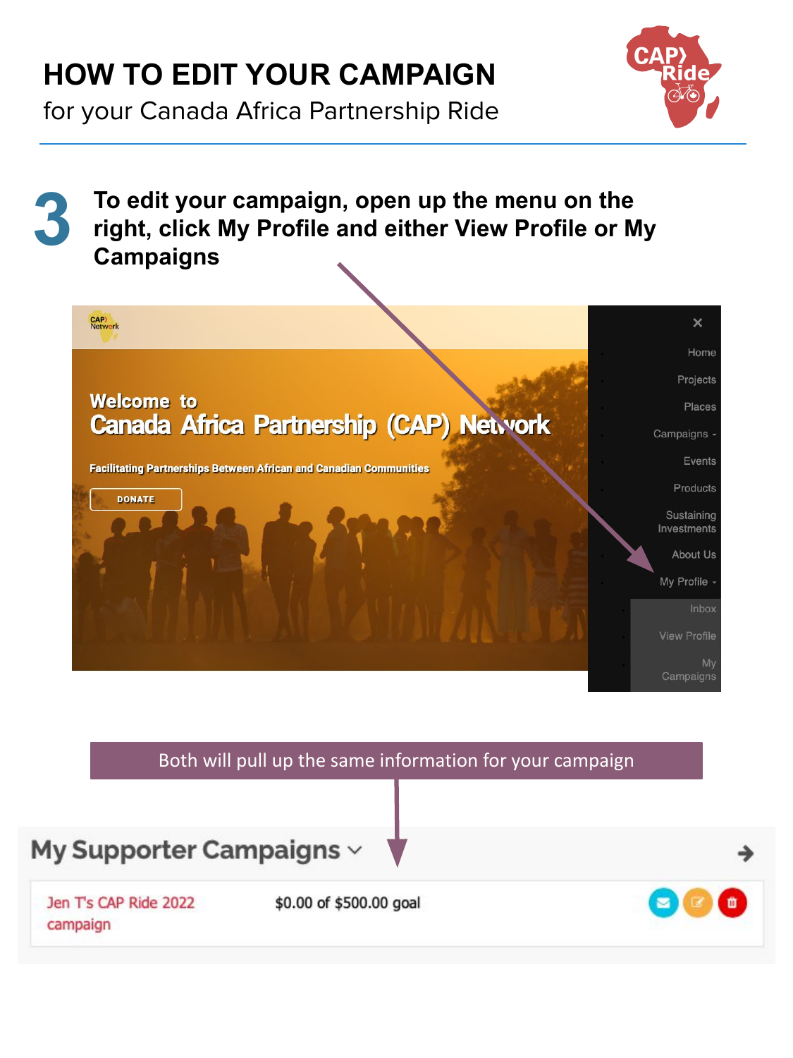# HOW TO EDIT YOUR CAMPAIGN

for your Canada Africa Partnership Ride

## 3 To edit your campaign, open up the menu on the right, click My Profile and either View Profile or My Campaigns

Welcome to
Canada Africa Partnership (CAP) Network

Facilitating Partnerships Between African and Canadian Communities

DONATE

- Home
- Projects
- Places
- Campaigns
- Events
- Products
- Sustaining Investments
- About Us
- My Profile
  - Inbox
  - View Profile
  - My Campaigns

Both will pull up the same information for your campaign

**My Supporter Campaigns**

Jen T's CAP Ride 2022 campaign — $0.00 of $500.00 goal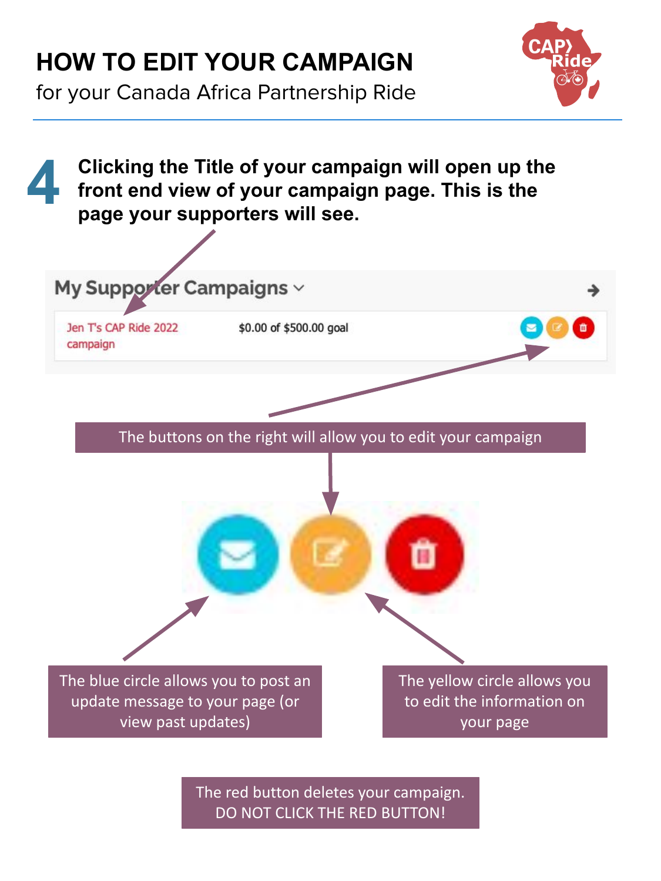# HOW TO EDIT YOUR CAMPAIGN

for your Canada Africa Partnership Ride

CAP Ride

## 4

**Clicking the Title of your campaign will open up the front end view of your campaign page. This is the page your supporters will see.**

My Supporter Campaigns

Jen T's CAP Ride 2022 campaign — $0.00 of $500.00 goal

The buttons on the right will allow you to edit your campaign

The blue circle allows you to post an update message to your page (or view past updates)

The yellow circle allows you to edit the information on your page

The red button deletes your campaign. DO NOT CLICK THE RED BUTTON!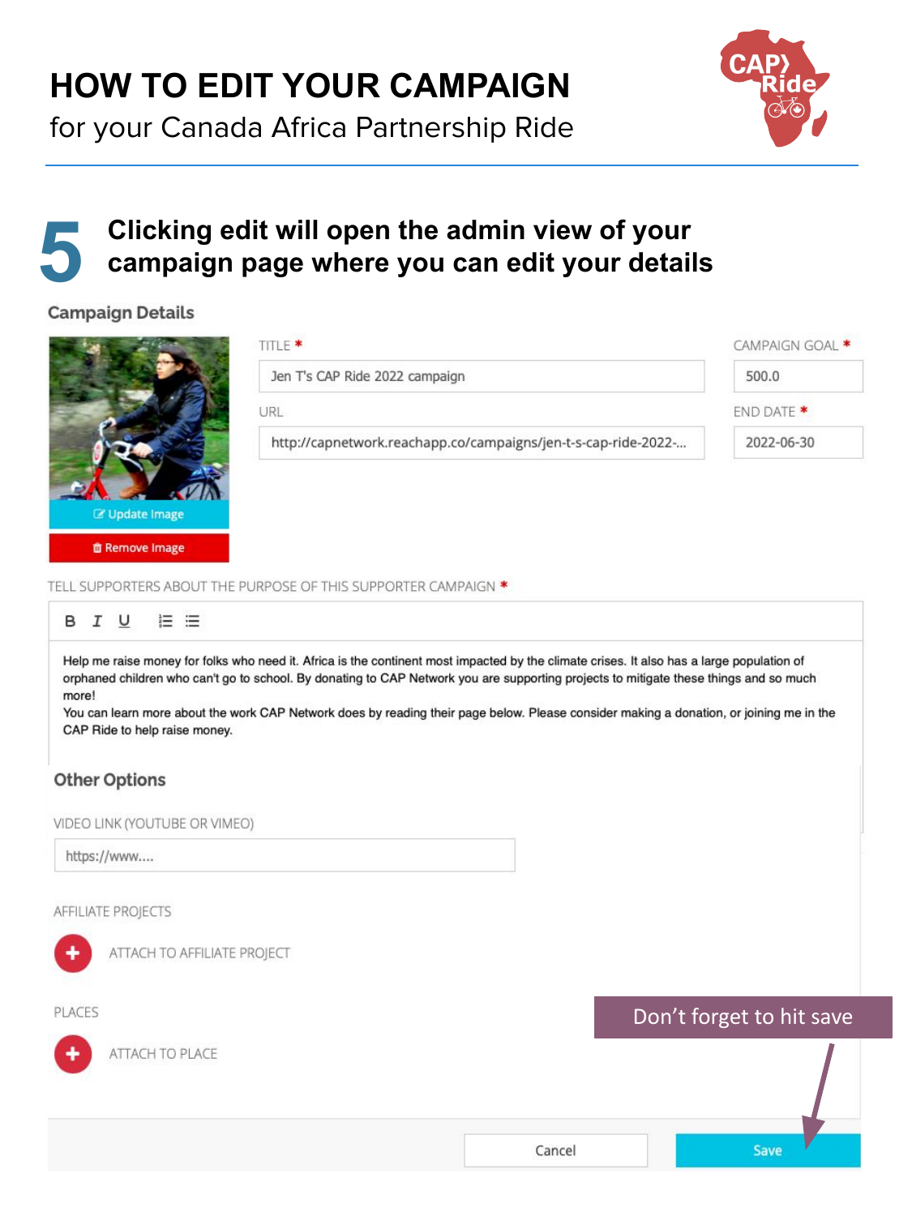# HOW TO EDIT YOUR CAMPAIGN

for your Canada Africa Partnership Ride

## 5 Clicking edit will open the admin view of your campaign page where you can edit your details

### Campaign Details

Update Image

Remove Image

TITLE *

Jen T's CAP Ride 2022 campaign

URL

http://capnetwork.reachapp.co/campaigns/jen-t-s-cap-ride-2022-...

CAMPAIGN GOAL *

500.0

END DATE *

2022-06-30

TELL SUPPORTERS ABOUT THE PURPOSE OF THIS SUPPORTER CAMPAIGN *

Help me raise money for folks who need it. Africa is the continent most impacted by the climate crises. It also has a large population of orphaned children who can't go to school. By donating to CAP Network you are supporting projects to mitigate these things and so much more!

You can learn more about the work CAP Network does by reading their page below. Please consider making a donation, or joining me in the CAP Ride to help raise money.

### Other Options

VIDEO LINK (YOUTUBE OR VIMEO)

https://www....

AFFILIATE PROJECTS

ATTACH TO AFFILIATE PROJECT

PLACES

ATTACH TO PLACE

Don't forget to hit save

Cancel

Save